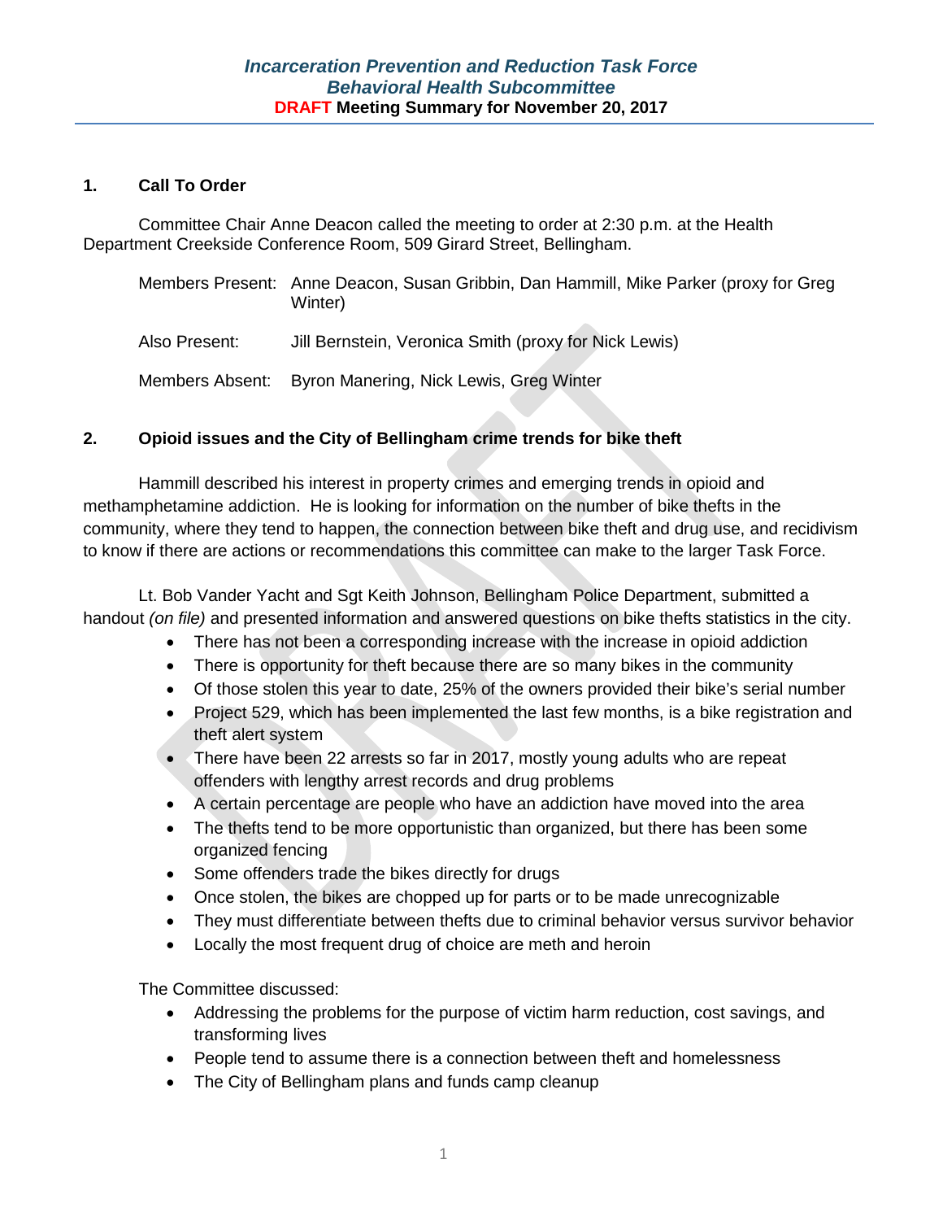# Incarceration Prevention and Reduction Task Force
## Behavioral Health Subcommittee
### DRAFT Meeting Summary for November 20, 2017

### 1. Call To Order

Committee Chair Anne Deacon called the meeting to order at 2:30 p.m. at the Health Department Creekside Conference Room, 509 Girard Street, Bellingham.

Members Present: Anne Deacon, Susan Gribbin, Dan Hammill, Mike Parker (proxy for Greg Winter)

Also Present: Jill Bernstein, Veronica Smith (proxy for Nick Lewis)

Members Absent: Byron Manering, Nick Lewis, Greg Winter

### 2. Opioid issues and the City of Bellingham crime trends for bike theft

Hammill described his interest in property crimes and emerging trends in opioid and methamphetamine addiction. He is looking for information on the number of bike thefts in the community, where they tend to happen, the connection between bike theft and drug use, and recidivism to know if there are actions or recommendations this committee can make to the larger Task Force.

Lt. Bob Vander Yacht and Sgt Keith Johnson, Bellingham Police Department, submitted a handout *(on file)* and presented information and answered questions on bike thefts statistics in the city.

- There has not been a corresponding increase with the increase in opioid addiction
- There is opportunity for theft because there are so many bikes in the community
- Of those stolen this year to date, 25% of the owners provided their bike's serial number
- Project 529, which has been implemented the last few months, is a bike registration and theft alert system
- There have been 22 arrests so far in 2017, mostly young adults who are repeat offenders with lengthy arrest records and drug problems
- A certain percentage are people who have an addiction have moved into the area
- The thefts tend to be more opportunistic than organized, but there has been some organized fencing
- Some offenders trade the bikes directly for drugs
- Once stolen, the bikes are chopped up for parts or to be made unrecognizable
- They must differentiate between thefts due to criminal behavior versus survivor behavior
- Locally the most frequent drug of choice are meth and heroin

The Committee discussed:

- Addressing the problems for the purpose of victim harm reduction, cost savings, and transforming lives
- People tend to assume there is a connection between theft and homelessness
- The City of Bellingham plans and funds camp cleanup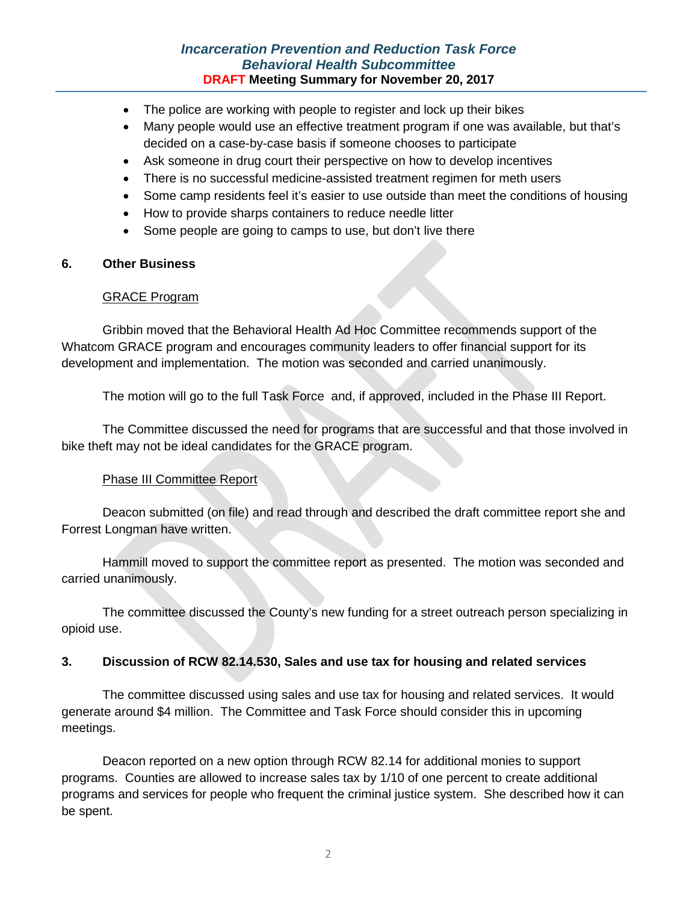- The police are working with people to register and lock up their bikes
- Many people would use an effective treatment program if one was available, but that's decided on a case-by-case basis if someone chooses to participate
- Ask someone in drug court their perspective on how to develop incentives
- There is no successful medicine-assisted treatment regimen for meth users
- Some camp residents feel it's easier to use outside than meet the conditions of housing
- How to provide sharps containers to reduce needle litter
- Some people are going to camps to use, but don't live there

## 6. Other Business

GRACE Program

Gribbin moved that the Behavioral Health Ad Hoc Committee recommends support of the Whatcom GRACE program and encourages community leaders to offer financial support for its development and implementation. The motion was seconded and carried unanimously.

The motion will go to the full Task Force and, if approved, included in the Phase III Report.

The Committee discussed the need for programs that are successful and that those involved in bike theft may not be ideal candidates for the GRACE program.

Phase III Committee Report

Deacon submitted (on file) and read through and described the draft committee report she and Forrest Longman have written.

Hammill moved to support the committee report as presented. The motion was seconded and carried unanimously.

The committee discussed the County's new funding for a street outreach person specializing in opioid use.

## 3. Discussion of RCW 82.14.530, Sales and use tax for housing and related services

The committee discussed using sales and use tax for housing and related services. It would generate around $4 million. The Committee and Task Force should consider this in upcoming meetings.

Deacon reported on a new option through RCW 82.14 for additional monies to support programs. Counties are allowed to increase sales tax by 1/10 of one percent to create additional programs and services for people who frequent the criminal justice system. She described how it can be spent.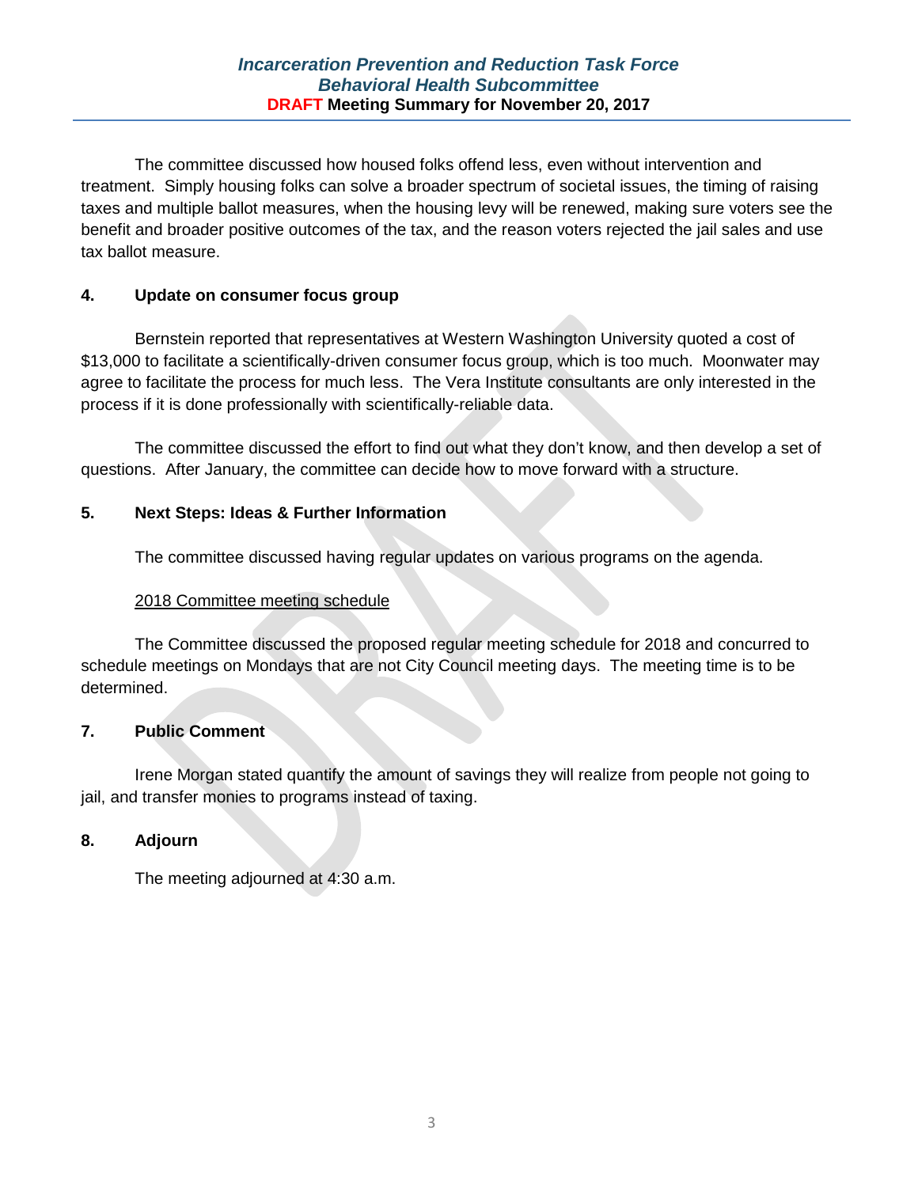The committee discussed how housed folks offend less, even without intervention and treatment. Simply housing folks can solve a broader spectrum of societal issues, the timing of raising taxes and multiple ballot measures, when the housing levy will be renewed, making sure voters see the benefit and broader positive outcomes of the tax, and the reason voters rejected the jail sales and use tax ballot measure.

**4. Update on consumer focus group**

Bernstein reported that representatives at Western Washington University quoted a cost of $13,000 to facilitate a scientifically-driven consumer focus group, which is too much. Moonwater may agree to facilitate the process for much less. The Vera Institute consultants are only interested in the process if it is done professionally with scientifically-reliable data.

The committee discussed the effort to find out what they don't know, and then develop a set of questions. After January, the committee can decide how to move forward with a structure.

**5. Next Steps: Ideas & Further Information**

The committee discussed having regular updates on various programs on the agenda.

2018 Committee meeting schedule

The Committee discussed the proposed regular meeting schedule for 2018 and concurred to schedule meetings on Mondays that are not City Council meeting days. The meeting time is to be determined.

**7. Public Comment**

Irene Morgan stated quantify the amount of savings they will realize from people not going to jail, and transfer monies to programs instead of taxing.

**8. Adjourn**

The meeting adjourned at 4:30 a.m.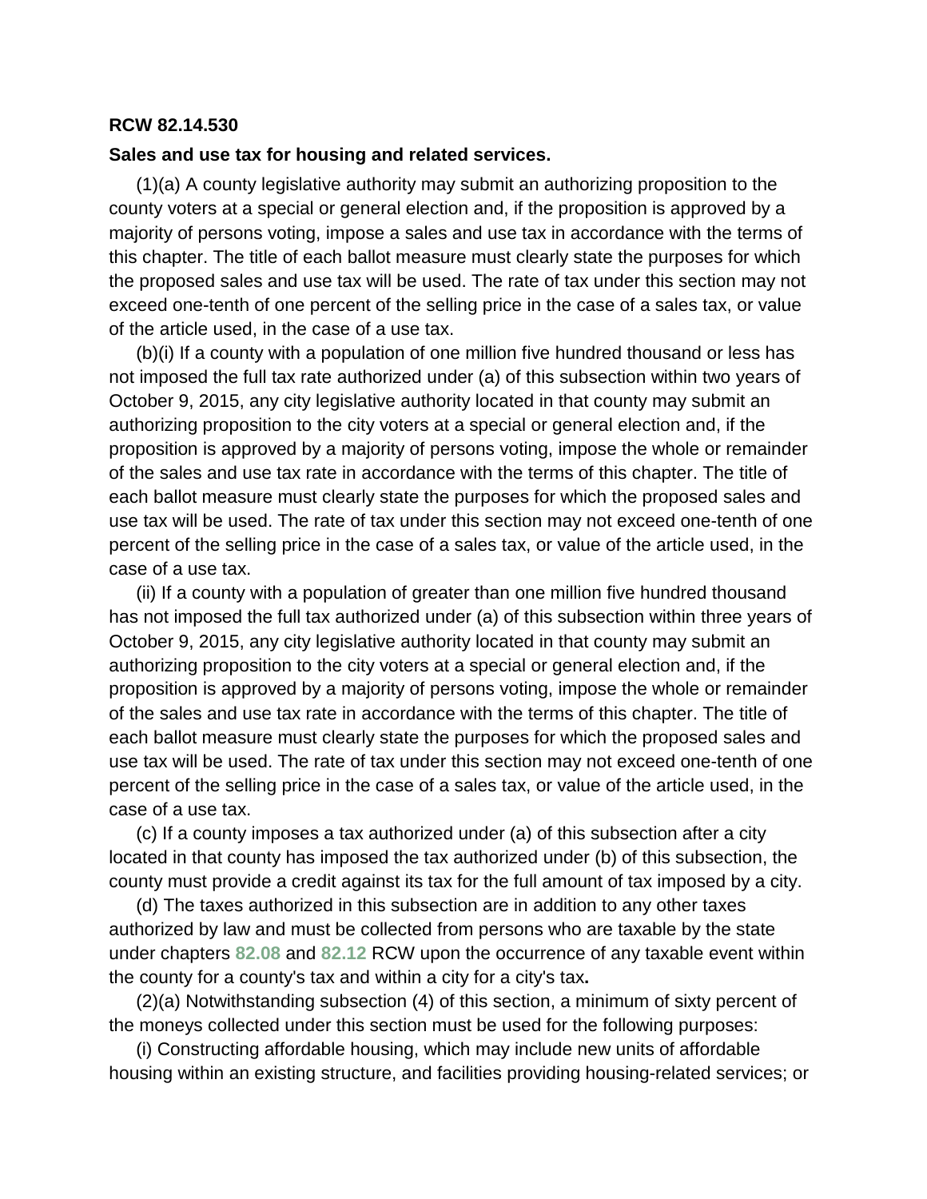**RCW 82.14.530**

**Sales and use tax for housing and related services.**

(1)(a) A county legislative authority may submit an authorizing proposition to the county voters at a special or general election and, if the proposition is approved by a majority of persons voting, impose a sales and use tax in accordance with the terms of this chapter. The title of each ballot measure must clearly state the purposes for which the proposed sales and use tax will be used. The rate of tax under this section may not exceed one-tenth of one percent of the selling price in the case of a sales tax, or value of the article used, in the case of a use tax.

(b)(i) If a county with a population of one million five hundred thousand or less has not imposed the full tax rate authorized under (a) of this subsection within two years of October 9, 2015, any city legislative authority located in that county may submit an authorizing proposition to the city voters at a special or general election and, if the proposition is approved by a majority of persons voting, impose the whole or remainder of the sales and use tax rate in accordance with the terms of this chapter. The title of each ballot measure must clearly state the purposes for which the proposed sales and use tax will be used. The rate of tax under this section may not exceed one-tenth of one percent of the selling price in the case of a sales tax, or value of the article used, in the case of a use tax.

(ii) If a county with a population of greater than one million five hundred thousand has not imposed the full tax authorized under (a) of this subsection within three years of October 9, 2015, any city legislative authority located in that county may submit an authorizing proposition to the city voters at a special or general election and, if the proposition is approved by a majority of persons voting, impose the whole or remainder of the sales and use tax rate in accordance with the terms of this chapter. The title of each ballot measure must clearly state the purposes for which the proposed sales and use tax will be used. The rate of tax under this section may not exceed one-tenth of one percent of the selling price in the case of a sales tax, or value of the article used, in the case of a use tax.

(c) If a county imposes a tax authorized under (a) of this subsection after a city located in that county has imposed the tax authorized under (b) of this subsection, the county must provide a credit against its tax for the full amount of tax imposed by a city.

(d) The taxes authorized in this subsection are in addition to any other taxes authorized by law and must be collected from persons who are taxable by the state under chapters 82.08 and 82.12 RCW upon the occurrence of any taxable event within the county for a county's tax and within a city for a city's tax.

(2)(a) Notwithstanding subsection (4) of this section, a minimum of sixty percent of the moneys collected under this section must be used for the following purposes:

(i) Constructing affordable housing, which may include new units of affordable housing within an existing structure, and facilities providing housing-related services; or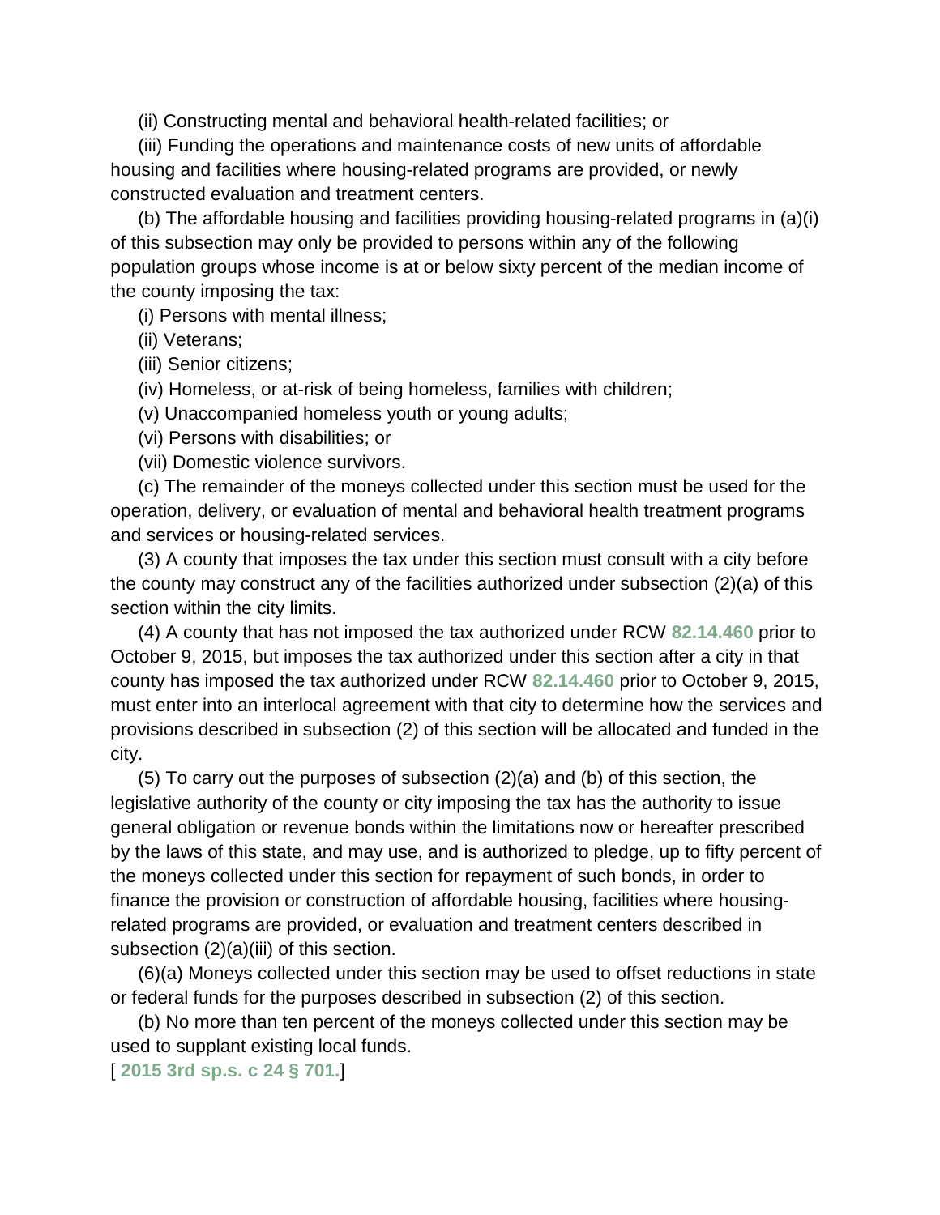(ii) Constructing mental and behavioral health-related facilities; or

(iii) Funding the operations and maintenance costs of new units of affordable housing and facilities where housing-related programs are provided, or newly constructed evaluation and treatment centers.

(b) The affordable housing and facilities providing housing-related programs in (a)(i) of this subsection may only be provided to persons within any of the following population groups whose income is at or below sixty percent of the median income of the county imposing the tax:

(i) Persons with mental illness;

(ii) Veterans;

(iii) Senior citizens;

(iv) Homeless, or at-risk of being homeless, families with children;

(v) Unaccompanied homeless youth or young adults;

(vi) Persons with disabilities; or

(vii) Domestic violence survivors.

(c) The remainder of the moneys collected under this section must be used for the operation, delivery, or evaluation of mental and behavioral health treatment programs and services or housing-related services.

(3) A county that imposes the tax under this section must consult with a city before the county may construct any of the facilities authorized under subsection (2)(a) of this section within the city limits.

(4) A county that has not imposed the tax authorized under RCW **82.14.460** prior to October 9, 2015, but imposes the tax authorized under this section after a city in that county has imposed the tax authorized under RCW **82.14.460** prior to October 9, 2015, must enter into an interlocal agreement with that city to determine how the services and provisions described in subsection (2) of this section will be allocated and funded in the city.

(5) To carry out the purposes of subsection (2)(a) and (b) of this section, the legislative authority of the county or city imposing the tax has the authority to issue general obligation or revenue bonds within the limitations now or hereafter prescribed by the laws of this state, and may use, and is authorized to pledge, up to fifty percent of the moneys collected under this section for repayment of such bonds, in order to finance the provision or construction of affordable housing, facilities where housing-related programs are provided, or evaluation and treatment centers described in subsection (2)(a)(iii) of this section.

(6)(a) Moneys collected under this section may be used to offset reductions in state or federal funds for the purposes described in subsection (2) of this section.

(b) No more than ten percent of the moneys collected under this section may be used to supplant existing local funds.

[ **2015 3rd sp.s. c 24 § 701.**]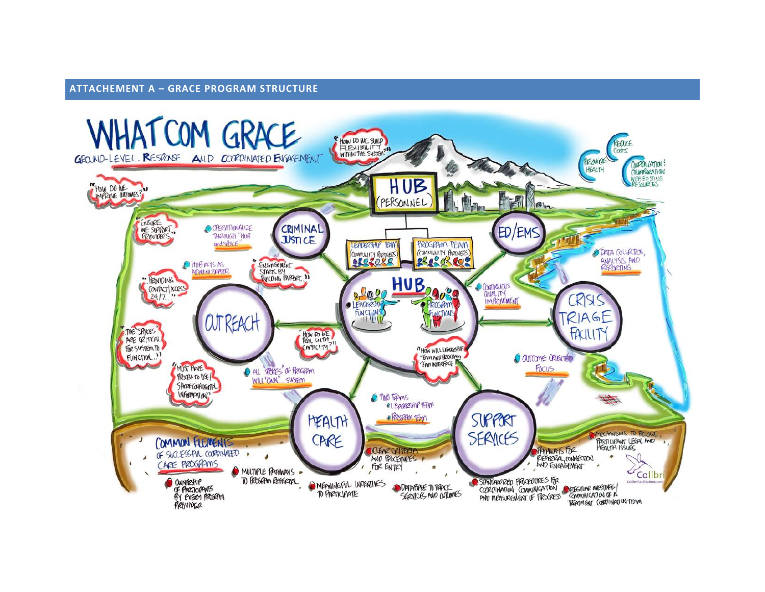## ATTACHEMENT A – GRACE PROGRAM STRUCTURE

# WHATCOM GRACE

GROUND-LEVEL RESPONSE AND COORDINATED ENGAGEMENT

"HOW DO WE BUILD FLEXIBILITY WITHIN THE SYSTEM?"

"HOW DO WE IMPROVE OUTCOMES?"

REDUCE COSTS

PROVIDE HEALTH

COORDINATION COLLABORATION WITH EXISTING RESOURCES

HUB (PERSONNEL)

LEADERSHIP TEAM (COMMUNITY PARTNERS)

PROGRAM TEAM (COMMUNITY PARTNERS)

HUB

LEADERSHIP FUNCTIONS

PROGRAM FUNCTIONS

CRIMINAL JUSTICE

ED/EMS

OUTREACH

CRISIS TRIAGE FACILITY

HEALTH CARE

SUPPORT SERVICES

"ENSURE WE SUPPORT PROVIDERS"

- OPERATIONALIZE THROUGH "HUB and SPOKE"
- HUB ACTS AS ADMINISTRATOR

"ENGAGEMENT STARTS BY BUILDING RAPPORT..."

"...PROVIDING CONTACT/ACCESS 24/7..."

"THE 'SPOKES' ARE CRITICAL FOR SYSTEM TO FUNCTION..."

"HOW DO WE DEAL WITH CAPACITY?"

"MUST HAVE PROCESS TO USE/SHARE CONFIDENTIAL INFORMATION"

- ALL 'SPOKES' OF PROGRAM WILL 'OWN'...SYSTEM

"HOW WILL LEADERSHIP TEAM AND PROGRAM TEAM INTERFACE"

- DATA COLLECTION, ANALYSIS AND REPORTING
- CONTINUOUS QUALITY IMPROVEMENT
- OUTCOME ORIENTED FOCUS
- TWO TEAMS
  - LEADERSHIP TEAM
  - PROGRAM TEAM

COMMON ELEMENTS OF SUCCESSFUL COORDINATED CARE PROGRAMS

- OWNERSHIP OF PARTICIPANTS BY EVERY PROGRAM PROVIDER
- MULTIPLE PATHWAYS TO PROGRAM REFERRAL
- CLEAR CRITERIA AND PROCEDURES FOR ENTRY
- MEANINGFUL INCENTIVES TO PARTICIPATE
- DATABASE TO TRACK SERVICES AND OUTCOMES
- STANDARDIZED PROCEDURES FOR COORDINATION, COMMUNICATION AND MEASUREMENT OF PROGRESS
- PATHWAYS FOR REFERRAL, CONNECTION AND ENGAGEMENT
- MECHANISMS TO RESOLVE PARTICIPANT LEGAL AND HEALTH ISSUES
- REGULAR MEETINGS/COMMUNICATION OF A TREATMENT COORDINATION TEAM

Colibri
ColibriFacilitation.com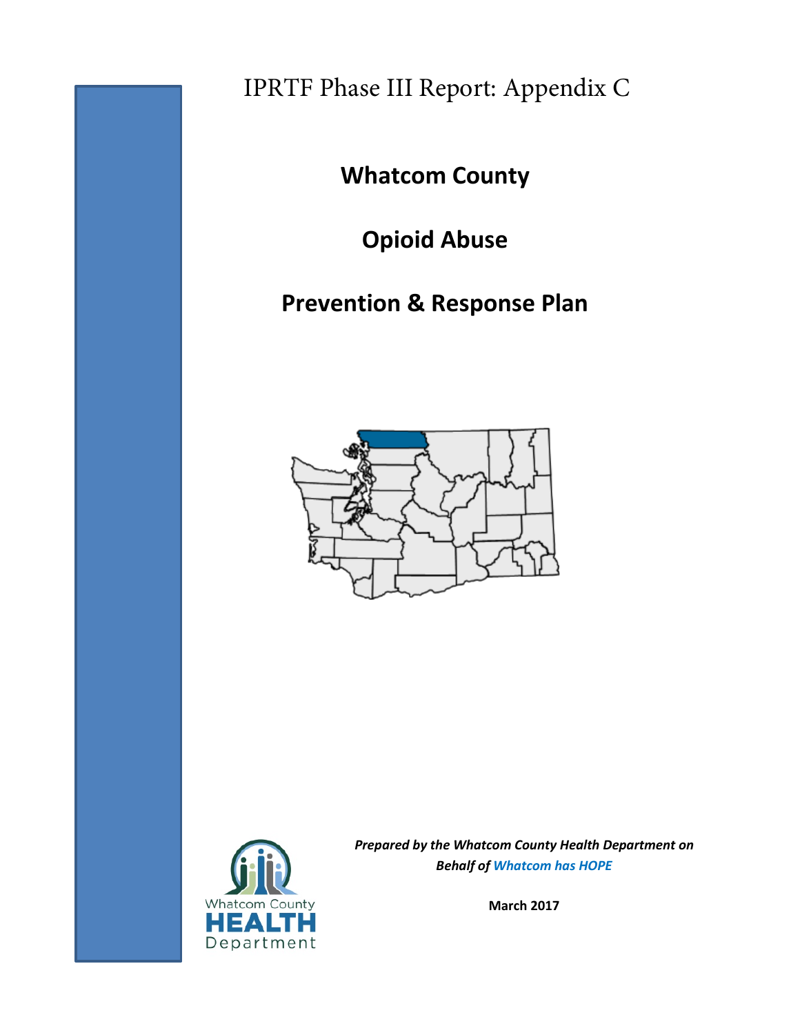IPRTF Phase III Report: Appendix C

# Whatcom County

# Opioid Abuse

# Prevention & Response Plan

***Prepared by the Whatcom County Health Department on Behalf of Whatcom has HOPE***

**March 2017**

Whatcom County HEALTH Department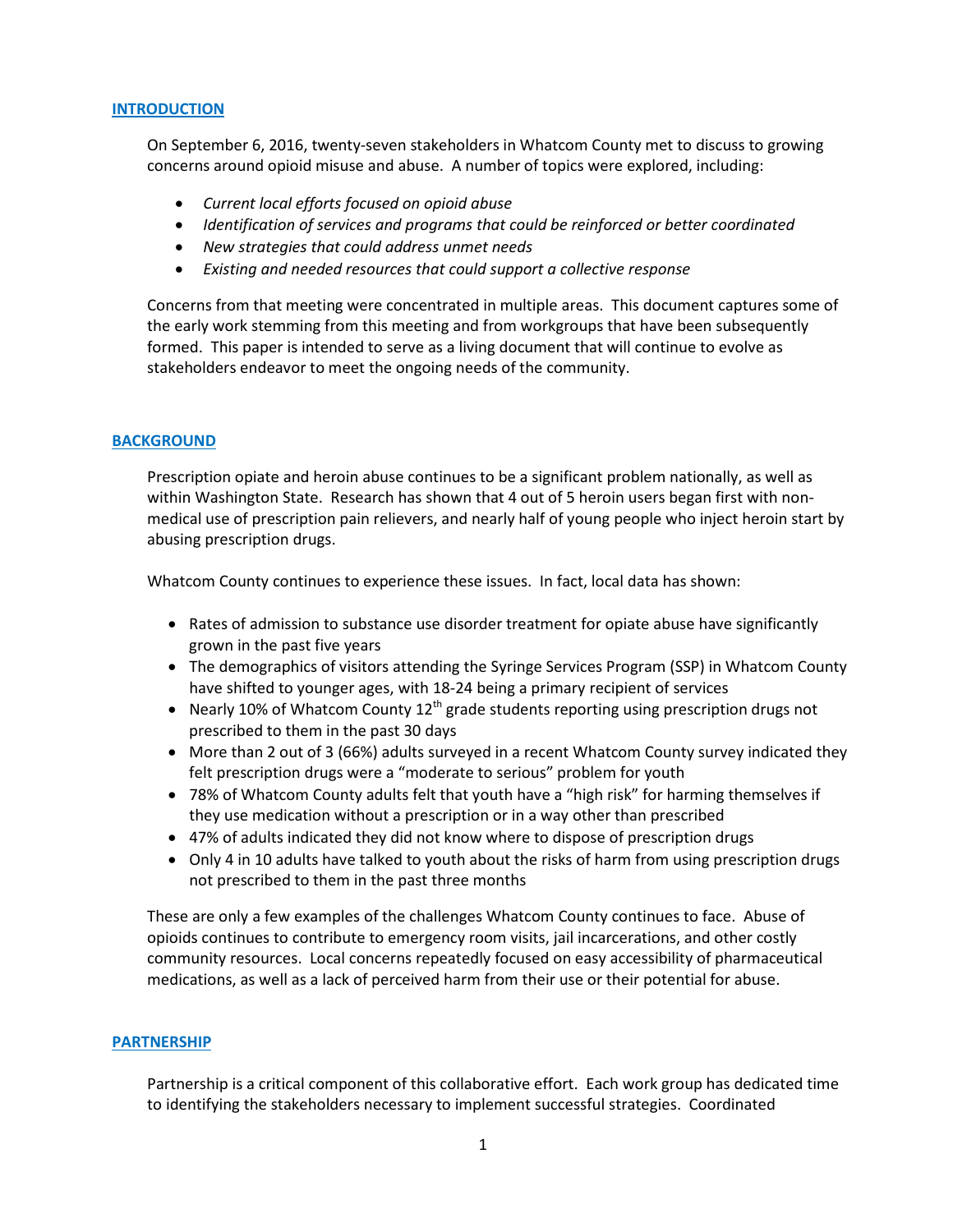## INTRODUCTION

On September 6, 2016, twenty-seven stakeholders in Whatcom County met to discuss to growing concerns around opioid misuse and abuse. A number of topics were explored, including:

- *Current local efforts focused on opioid abuse*
- *Identification of services and programs that could be reinforced or better coordinated*
- *New strategies that could address unmet needs*
- *Existing and needed resources that could support a collective response*

Concerns from that meeting were concentrated in multiple areas. This document captures some of the early work stemming from this meeting and from workgroups that have been subsequently formed. This paper is intended to serve as a living document that will continue to evolve as stakeholders endeavor to meet the ongoing needs of the community.

## BACKGROUND

Prescription opiate and heroin abuse continues to be a significant problem nationally, as well as within Washington State. Research has shown that 4 out of 5 heroin users began first with non-medical use of prescription pain relievers, and nearly half of young people who inject heroin start by abusing prescription drugs.

Whatcom County continues to experience these issues. In fact, local data has shown:

- Rates of admission to substance use disorder treatment for opiate abuse have significantly grown in the past five years
- The demographics of visitors attending the Syringe Services Program (SSP) in Whatcom County have shifted to younger ages, with 18-24 being a primary recipient of services
- Nearly 10% of Whatcom County 12th grade students reporting using prescription drugs not prescribed to them in the past 30 days
- More than 2 out of 3 (66%) adults surveyed in a recent Whatcom County survey indicated they felt prescription drugs were a "moderate to serious" problem for youth
- 78% of Whatcom County adults felt that youth have a "high risk" for harming themselves if they use medication without a prescription or in a way other than prescribed
- 47% of adults indicated they did not know where to dispose of prescription drugs
- Only 4 in 10 adults have talked to youth about the risks of harm from using prescription drugs not prescribed to them in the past three months

These are only a few examples of the challenges Whatcom County continues to face. Abuse of opioids continues to contribute to emergency room visits, jail incarcerations, and other costly community resources. Local concerns repeatedly focused on easy accessibility of pharmaceutical medications, as well as a lack of perceived harm from their use or their potential for abuse.

## PARTNERSHIP

Partnership is a critical component of this collaborative effort. Each work group has dedicated time to identifying the stakeholders necessary to implement successful strategies. Coordinated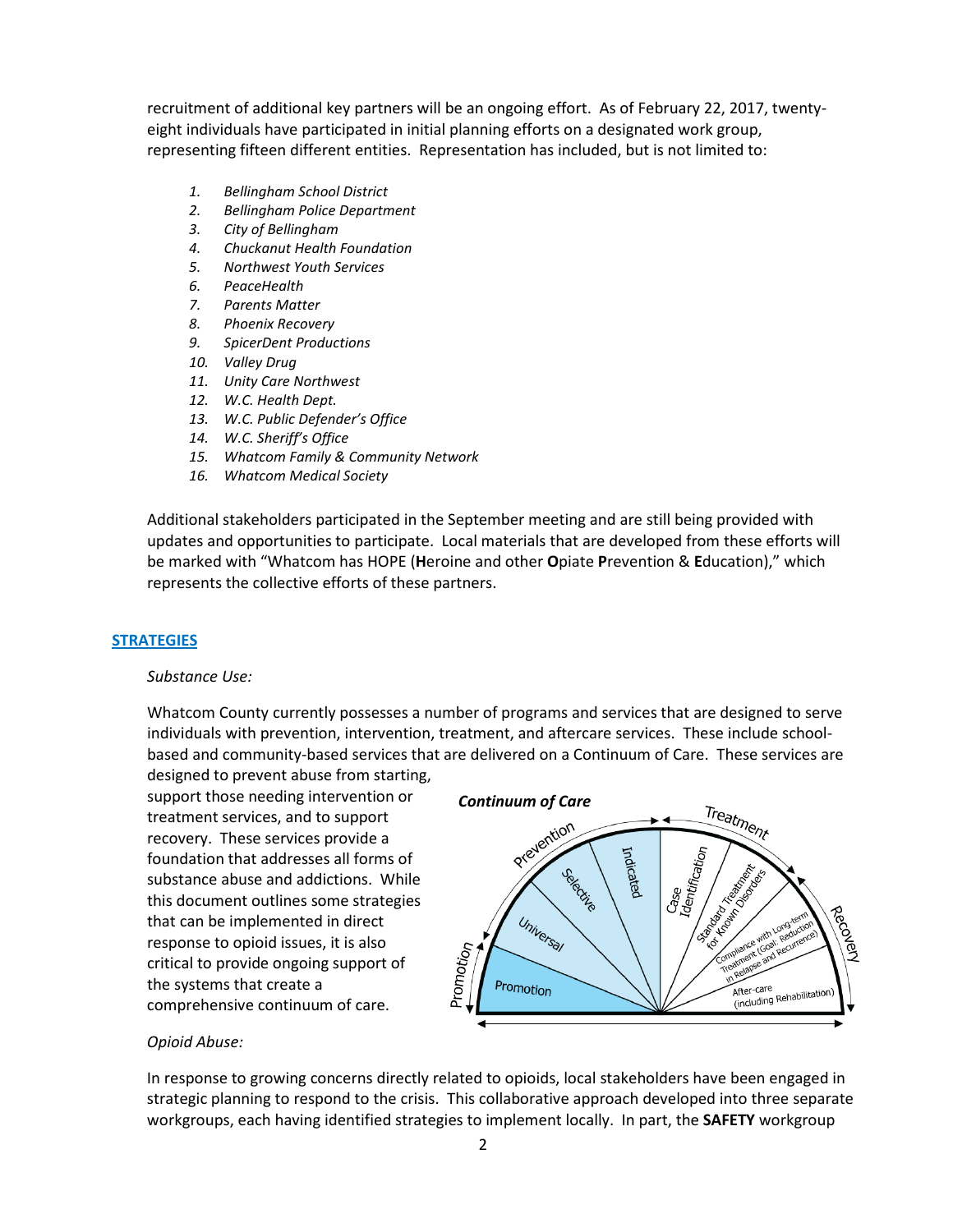recruitment of additional key partners will be an ongoing effort. As of February 22, 2017, twenty-eight individuals have participated in initial planning efforts on a designated work group, representing fifteen different entities. Representation has included, but is not limited to:

1. *Bellingham School District*
2. *Bellingham Police Department*
3. *City of Bellingham*
4. *Chuckanut Health Foundation*
5. *Northwest Youth Services*
6. *PeaceHealth*
7. *Parents Matter*
8. *Phoenix Recovery*
9. *SpicerDent Productions*
10. *Valley Drug*
11. *Unity Care Northwest*
12. *W.C. Health Dept.*
13. *W.C. Public Defender's Office*
14. *W.C. Sheriff's Office*
15. *Whatcom Family & Community Network*
16. *Whatcom Medical Society*

Additional stakeholders participated in the September meeting and are still being provided with updates and opportunities to participate. Local materials that are developed from these efforts will be marked with "Whatcom has HOPE (**H**eroine and other **O**piate **P**revention & **E**ducation)," which represents the collective efforts of these partners.

## STRATEGIES

*Substance Use:*

Whatcom County currently possesses a number of programs and services that are designed to serve individuals with prevention, intervention, treatment, and aftercare services. These include school-based and community-based services that are delivered on a Continuum of Care. These services are designed to prevent abuse from starting, support those needing intervention or treatment services, and to support recovery. These services provide a foundation that addresses all forms of substance abuse and addictions. While this document outlines some strategies that can be implemented in direct response to opioid issues, it is also critical to provide ongoing support of the systems that create a comprehensive continuum of care.

*Continuum of Care*

Promotion — Promotion; Prevention — Universal, Selective, Indicated; Treatment — Case Identification, Standard Treatment for Known Disorders; Recovery — Compliance with Long-term Treatment (Goal: Reduction in Relapse and Recurrence), After-care (including Rehabilitation)

*Opioid Abuse:*

In response to growing concerns directly related to opioids, local stakeholders have been engaged in strategic planning to respond to the crisis. This collaborative approach developed into three separate workgroups, each having identified strategies to implement locally. In part, the **SAFETY** workgroup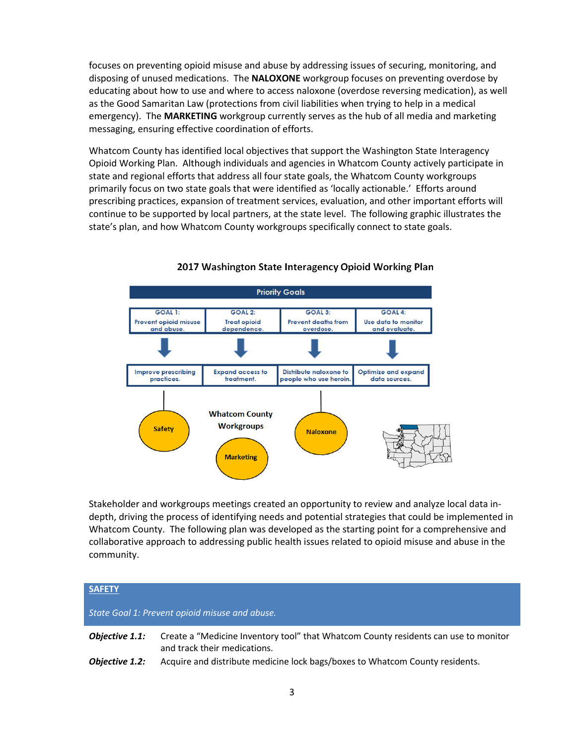focuses on preventing opioid misuse and abuse by addressing issues of securing, monitoring, and disposing of unused medications. The **NALOXONE** workgroup focuses on preventing overdose by educating about how to use and where to access naloxone (overdose reversing medication), as well as the Good Samaritan Law (protections from civil liabilities when trying to help in a medical emergency). The **MARKETING** workgroup currently serves as the hub of all media and marketing messaging, ensuring effective coordination of efforts.

Whatcom County has identified local objectives that support the Washington State Interagency Opioid Working Plan. Although individuals and agencies in Whatcom County actively participate in state and regional efforts that address all four state goals, the Whatcom County workgroups primarily focus on two state goals that were identified as 'locally actionable.' Efforts around prescribing practices, expansion of treatment services, evaluation, and other important efforts will continue to be supported by local partners, at the state level. The following graphic illustrates the state's plan, and how Whatcom County workgroups specifically connect to state goals.

**2017 Washington State Interagency Opioid Working Plan**

Priority Goals

| GOAL 1: Prevent opioid misuse and abuse. | GOAL 2: Treat opioid dependence. | GOAL 3: Prevent deaths from overdose. | GOAL 4: Use data to monitor and evaluate. |
|---|---|---|---|
| Improve prescribing practices. | Expand access to treatment. | Distribute naloxone to people who use heroin. | Optimize and expand data sources. |

Whatcom County Workgroups: Safety, Marketing, Naloxone

Stakeholder and workgroups meetings created an opportunity to review and analyze local data in-depth, driving the process of identifying needs and potential strategies that could be implemented in Whatcom County. The following plan was developed as the starting point for a comprehensive and collaborative approach to addressing public health issues related to opioid misuse and abuse in the community.

## SAFETY

*State Goal 1: Prevent opioid misuse and abuse.*

***Objective 1.1:*** Create a "Medicine Inventory tool" that Whatcom County residents can use to monitor and track their medications.

***Objective 1.2:*** Acquire and distribute medicine lock bags/boxes to Whatcom County residents.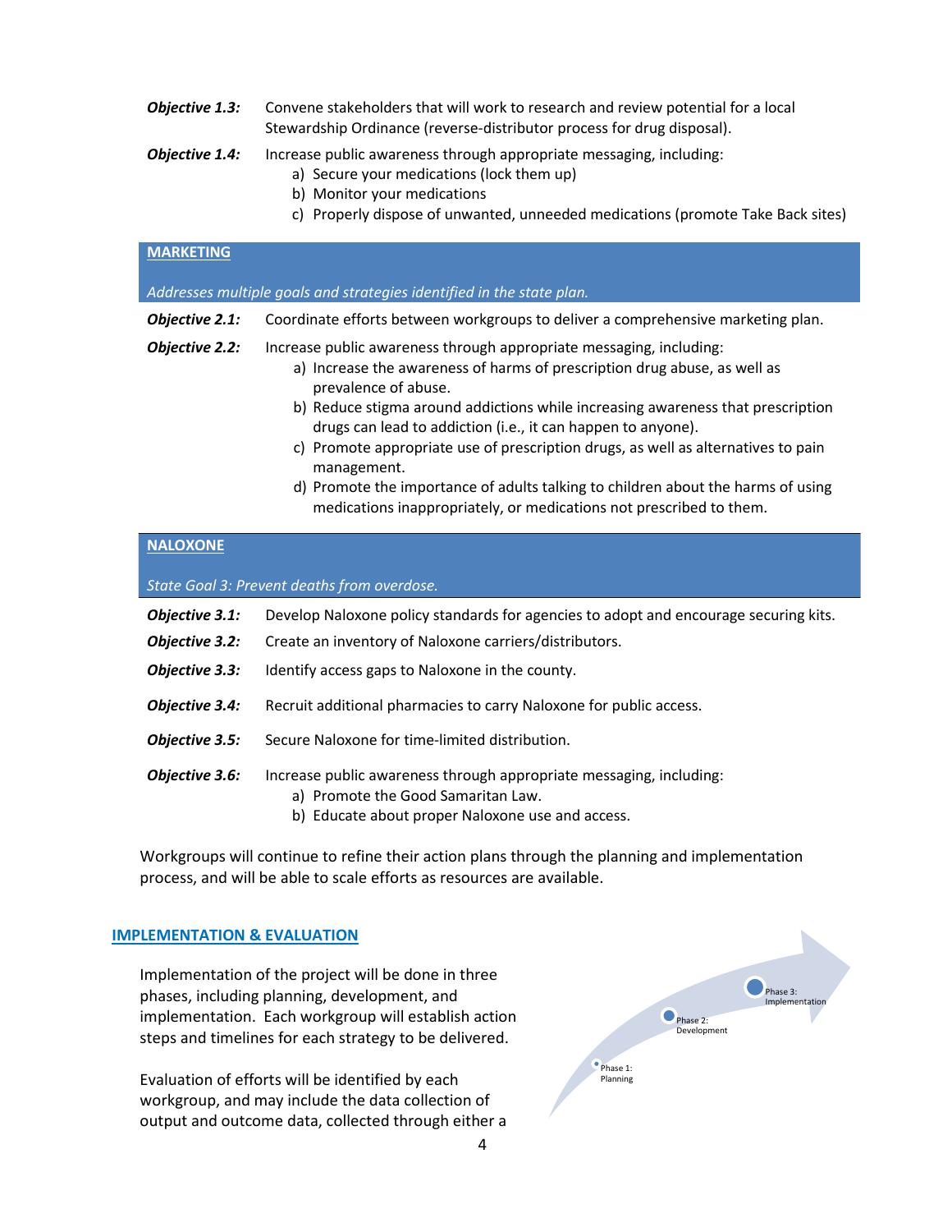**Objective 1.3:** Convene stakeholders that will work to research and review potential for a local Stewardship Ordinance (reverse-distributor process for drug disposal).

**Objective 1.4:** Increase public awareness through appropriate messaging, including:

a) Secure your medications (lock them up)
b) Monitor your medications
c) Properly dispose of unwanted, unneeded medications (promote Take Back sites)

## MARKETING

*Addresses multiple goals and strategies identified in the state plan.*

**Objective 2.1:** Coordinate efforts between workgroups to deliver a comprehensive marketing plan.

**Objective 2.2:** Increase public awareness through appropriate messaging, including:

a) Increase the awareness of harms of prescription drug abuse, as well as prevalence of abuse.
b) Reduce stigma around addictions while increasing awareness that prescription drugs can lead to addiction (i.e., it can happen to anyone).
c) Promote appropriate use of prescription drugs, as well as alternatives to pain management.
d) Promote the importance of adults talking to children about the harms of using medications inappropriately, or medications not prescribed to them.

## NALOXONE

*State Goal 3: Prevent deaths from overdose.*

**Objective 3.1:** Develop Naloxone policy standards for agencies to adopt and encourage securing kits.

**Objective 3.2:** Create an inventory of Naloxone carriers/distributors.

**Objective 3.3:** Identify access gaps to Naloxone in the county.

**Objective 3.4:** Recruit additional pharmacies to carry Naloxone for public access.

**Objective 3.5:** Secure Naloxone for time-limited distribution.

**Objective 3.6:** Increase public awareness through appropriate messaging, including:

a) Promote the Good Samaritan Law.
b) Educate about proper Naloxone use and access.

Workgroups will continue to refine their action plans through the planning and implementation process, and will be able to scale efforts as resources are available.

## IMPLEMENTATION & EVALUATION

Implementation of the project will be done in three phases, including planning, development, and implementation. Each workgroup will establish action steps and timelines for each strategy to be delivered.

Phase 1: Planning
Phase 2: Development
Phase 3: Implementation

Evaluation of efforts will be identified by each workgroup, and may include the data collection of output and outcome data, collected through either a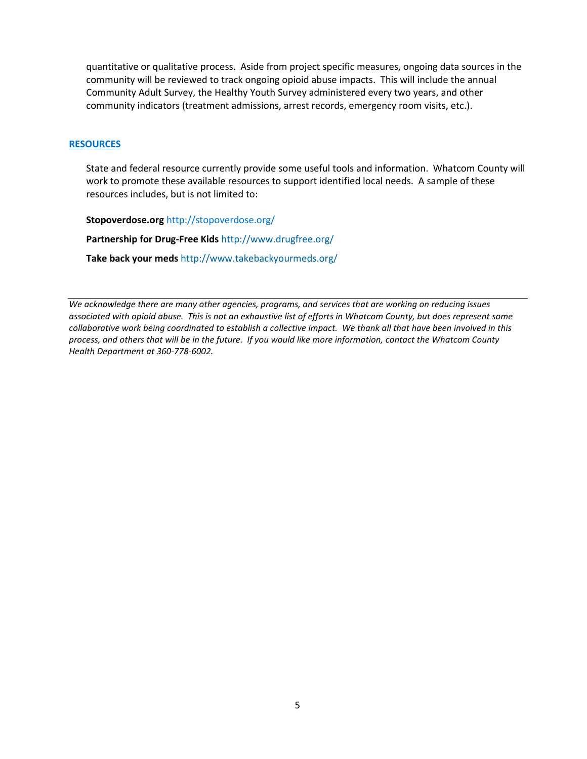quantitative or qualitative process. Aside from project specific measures, ongoing data sources in the community will be reviewed to track ongoing opioid abuse impacts. This will include the annual Community Adult Survey, the Healthy Youth Survey administered every two years, and other community indicators (treatment admissions, arrest records, emergency room visits, etc.).

## RESOURCES

State and federal resource currently provide some useful tools and information. Whatcom County will work to promote these available resources to support identified local needs. A sample of these resources includes, but is not limited to:

**Stopoverdose.org** http://stopoverdose.org/

**Partnership for Drug-Free Kids** http://www.drugfree.org/

**Take back your meds** http://www.takebackyourmeds.org/

---

*We acknowledge there are many other agencies, programs, and services that are working on reducing issues associated with opioid abuse. This is not an exhaustive list of efforts in Whatcom County, but does represent some collaborative work being coordinated to establish a collective impact. We thank all that have been involved in this process, and others that will be in the future. If you would like more information, contact the Whatcom County Health Department at 360-778-6002.*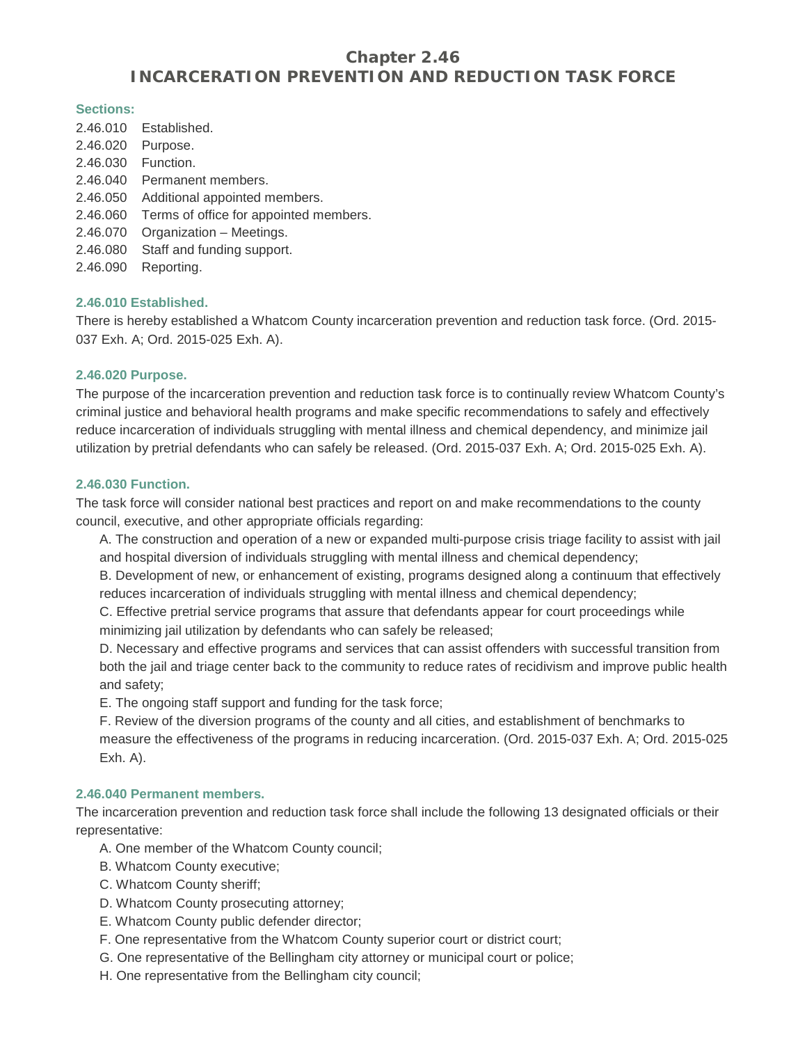# Chapter 2.46
# INCARCERATION PREVENTION AND REDUCTION TASK FORCE

**Sections:**

2.46.010 Established.
2.46.020 Purpose.
2.46.030 Function.
2.46.040 Permanent members.
2.46.050 Additional appointed members.
2.46.060 Terms of office for appointed members.
2.46.070 Organization – Meetings.
2.46.080 Staff and funding support.
2.46.090 Reporting.

### 2.46.010 Established.

There is hereby established a Whatcom County incarceration prevention and reduction task force. (Ord. 2015-037 Exh. A; Ord. 2015-025 Exh. A).

### 2.46.020 Purpose.

The purpose of the incarceration prevention and reduction task force is to continually review Whatcom County's criminal justice and behavioral health programs and make specific recommendations to safely and effectively reduce incarceration of individuals struggling with mental illness and chemical dependency, and minimize jail utilization by pretrial defendants who can safely be released. (Ord. 2015-037 Exh. A; Ord. 2015-025 Exh. A).

### 2.46.030 Function.

The task force will consider national best practices and report on and make recommendations to the county council, executive, and other appropriate officials regarding:

A. The construction and operation of a new or expanded multi-purpose crisis triage facility to assist with jail and hospital diversion of individuals struggling with mental illness and chemical dependency;

B. Development of new, or enhancement of existing, programs designed along a continuum that effectively reduces incarceration of individuals struggling with mental illness and chemical dependency;

C. Effective pretrial service programs that assure that defendants appear for court proceedings while minimizing jail utilization by defendants who can safely be released;

D. Necessary and effective programs and services that can assist offenders with successful transition from both the jail and triage center back to the community to reduce rates of recidivism and improve public health and safety;

E. The ongoing staff support and funding for the task force;

F. Review of the diversion programs of the county and all cities, and establishment of benchmarks to measure the effectiveness of the programs in reducing incarceration. (Ord. 2015-037 Exh. A; Ord. 2015-025 Exh. A).

### 2.46.040 Permanent members.

The incarceration prevention and reduction task force shall include the following 13 designated officials or their representative:

A. One member of the Whatcom County council;

B. Whatcom County executive;

C. Whatcom County sheriff;

D. Whatcom County prosecuting attorney;

E. Whatcom County public defender director;

F. One representative from the Whatcom County superior court or district court;

G. One representative of the Bellingham city attorney or municipal court or police;

H. One representative from the Bellingham city council;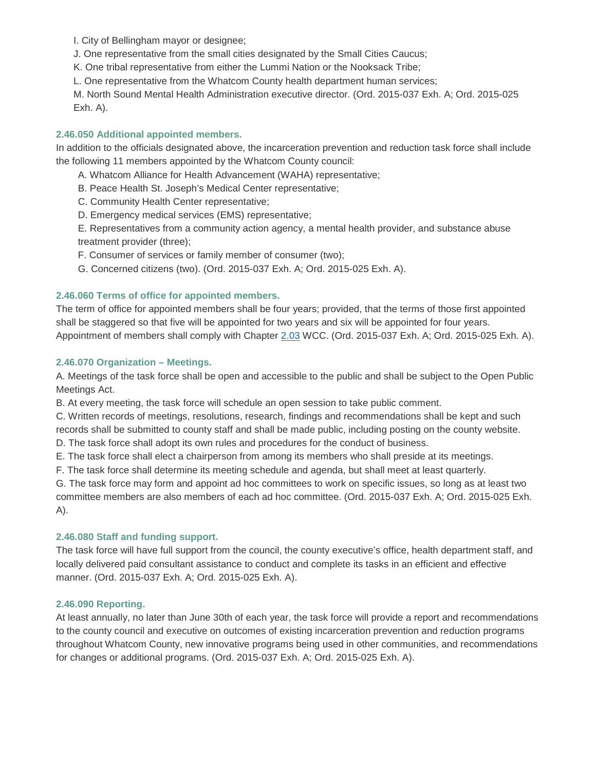I. City of Bellingham mayor or designee;

J. One representative from the small cities designated by the Small Cities Caucus;

K. One tribal representative from either the Lummi Nation or the Nooksack Tribe;

L. One representative from the Whatcom County health department human services;

M. North Sound Mental Health Administration executive director. (Ord. 2015-037 Exh. A; Ord. 2015-025 Exh. A).

### 2.46.050 Additional appointed members.

In addition to the officials designated above, the incarceration prevention and reduction task force shall include the following 11 members appointed by the Whatcom County council:

A. Whatcom Alliance for Health Advancement (WAHA) representative;

B. Peace Health St. Joseph's Medical Center representative;

C. Community Health Center representative;

D. Emergency medical services (EMS) representative;

E. Representatives from a community action agency, a mental health provider, and substance abuse treatment provider (three);

F. Consumer of services or family member of consumer (two);

G. Concerned citizens (two). (Ord. 2015-037 Exh. A; Ord. 2015-025 Exh. A).

### 2.46.060 Terms of office for appointed members.

The term of office for appointed members shall be four years; provided, that the terms of those first appointed shall be staggered so that five will be appointed for two years and six will be appointed for four years. Appointment of members shall comply with Chapter 2.03 WCC. (Ord. 2015-037 Exh. A; Ord. 2015-025 Exh. A).

### 2.46.070 Organization – Meetings.

A. Meetings of the task force shall be open and accessible to the public and shall be subject to the Open Public Meetings Act.

B. At every meeting, the task force will schedule an open session to take public comment.

C. Written records of meetings, resolutions, research, findings and recommendations shall be kept and such records shall be submitted to county staff and shall be made public, including posting on the county website.

D. The task force shall adopt its own rules and procedures for the conduct of business.

E. The task force shall elect a chairperson from among its members who shall preside at its meetings.

F. The task force shall determine its meeting schedule and agenda, but shall meet at least quarterly.

G. The task force may form and appoint ad hoc committees to work on specific issues, so long as at least two committee members are also members of each ad hoc committee. (Ord. 2015-037 Exh. A; Ord. 2015-025 Exh. A).

### 2.46.080 Staff and funding support.

The task force will have full support from the council, the county executive's office, health department staff, and locally delivered paid consultant assistance to conduct and complete its tasks in an efficient and effective manner. (Ord. 2015-037 Exh. A; Ord. 2015-025 Exh. A).

### 2.46.090 Reporting.

At least annually, no later than June 30th of each year, the task force will provide a report and recommendations to the county council and executive on outcomes of existing incarceration prevention and reduction programs throughout Whatcom County, new innovative programs being used in other communities, and recommendations for changes or additional programs. (Ord. 2015-037 Exh. A; Ord. 2015-025 Exh. A).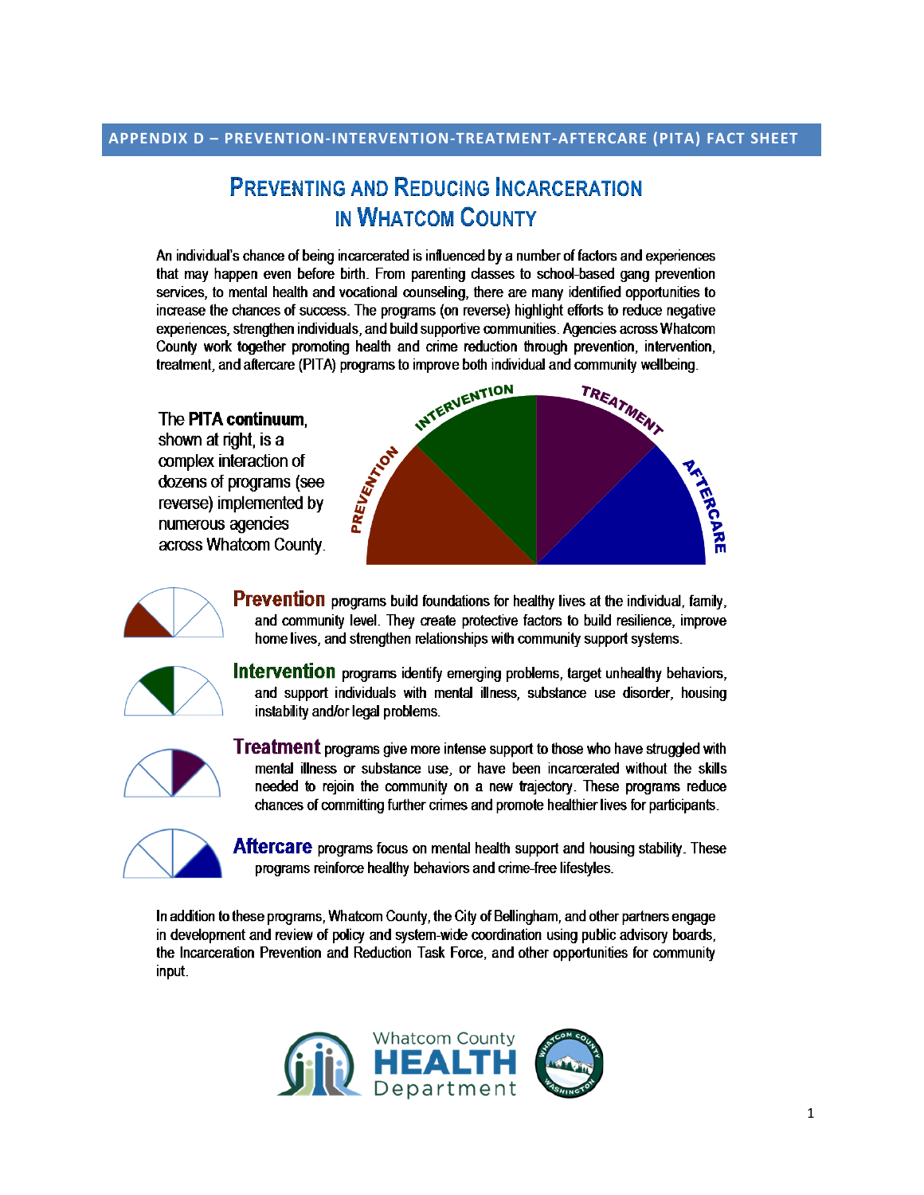## APPENDIX D – PREVENTION-INTERVENTION-TREATMENT-AFTERCARE (PITA) FACT SHEET

# PREVENTING AND REDUCING INCARCERATION IN WHATCOM COUNTY

An individual's chance of being incarcerated is influenced by a number of factors and experiences that may happen even before birth. From parenting classes to school-based gang prevention services, to mental health and vocational counseling, there are many identified opportunities to increase the chances of success. The programs (on reverse) highlight efforts to reduce negative experiences, strengthen individuals, and build supportive communities. Agencies across Whatcom County work together promoting health and crime reduction through prevention, intervention, treatment, and aftercare (PITA) programs to improve both individual and community wellbeing.

The **PITA continuum**, shown at right, is a complex interaction of dozens of programs (see reverse) implemented by numerous agencies across Whatcom County.

PREVENTION
INTERVENTION
TREATMENT
AFTERCARE

**Prevention** programs build foundations for healthy lives at the individual, family, and community level. They create protective factors to build resilience, improve home lives, and strengthen relationships with community support systems.

**Intervention** programs identify emerging problems, target unhealthy behaviors, and support individuals with mental illness, substance use disorder, housing instability and/or legal problems.

**Treatment** programs give more intense support to those who have struggled with mental illness or substance use, or have been incarcerated without the skills needed to rejoin the community on a new trajectory. These programs reduce chances of committing further crimes and promote healthier lives for participants.

**Aftercare** programs focus on mental health support and housing stability. These programs reinforce healthy behaviors and crime-free lifestyles.

In addition to these programs, Whatcom County, the City of Bellingham, and other partners engage in development and review of policy and system-wide coordination using public advisory boards, the Incarceration Prevention and Reduction Task Force, and other opportunities for community input.

Whatcom County HEALTH Department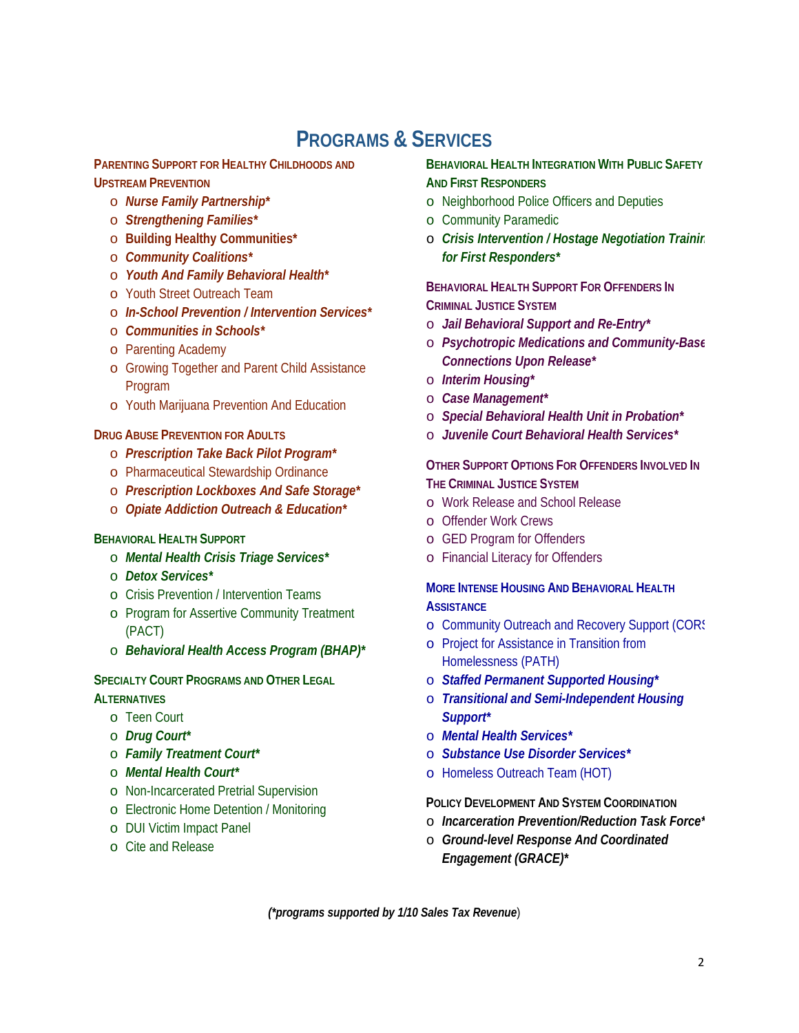# Programs & Services

## Parenting Support for Healthy Childhoods and Upstream Prevention

- ***Nurse Family Partnership****
- ***Strengthening Families****
- **Building Healthy Communities***
- ***Community Coalitions****
- ***Youth And Family Behavioral Health****
- Youth Street Outreach Team
- ***In-School Prevention / Intervention Services****
- ***Communities in Schools****
- Parenting Academy
- Growing Together and Parent Child Assistance Program
- Youth Marijuana Prevention And Education

## Drug Abuse Prevention for Adults

- ***Prescription Take Back Pilot Program****
- Pharmaceutical Stewardship Ordinance
- ***Prescription Lockboxes And Safe Storage****
- ***Opiate Addiction Outreach & Education****

## Behavioral Health Support

- ***Mental Health Crisis Triage Services****
- ***Detox Services****
- Crisis Prevention / Intervention Teams
- Program for Assertive Community Treatment (PACT)
- ***Behavioral Health Access Program (BHAP)****

## Specialty Court Programs and Other Legal Alternatives

- Teen Court
- ***Drug Court****
- ***Family Treatment Court****
- ***Mental Health Court****
- Non-Incarcerated Pretrial Supervision
- Electronic Home Detention / Monitoring
- DUI Victim Impact Panel
- Cite and Release

## Behavioral Health Integration With Public Safety And First Responders

- Neighborhood Police Officers and Deputies
- Community Paramedic
- ***Crisis Intervention / Hostage Negotiation Trainin for First Responders****

## Behavioral Health Support For Offenders In Criminal Justice System

- ***Jail Behavioral Support and Re-Entry****
- ***Psychotropic Medications and Community-Base Connections Upon Release****
- ***Interim Housing****
- ***Case Management****
- ***Special Behavioral Health Unit in Probation****
- ***Juvenile Court Behavioral Health Services****

## Other Support Options For Offenders Involved In The Criminal Justice System

- Work Release and School Release
- Offender Work Crews
- GED Program for Offenders
- Financial Literacy for Offenders

## More Intense Housing And Behavioral Health Assistance

- Community Outreach and Recovery Support (CORS
- Project for Assistance in Transition from Homelessness (PATH)
- ***Staffed Permanent Supported Housing****
- ***Transitional and Semi-Independent Housing Support****
- ***Mental Health Services****
- ***Substance Use Disorder Services****
- Homeless Outreach Team (HOT)

## Policy Development And System Coordination

- ***Incarceration Prevention/Reduction Task Force****
- ***Ground-level Response And Coordinated Engagement (GRACE)****

(***programs supported by 1/10 Sales Tax Revenue***)